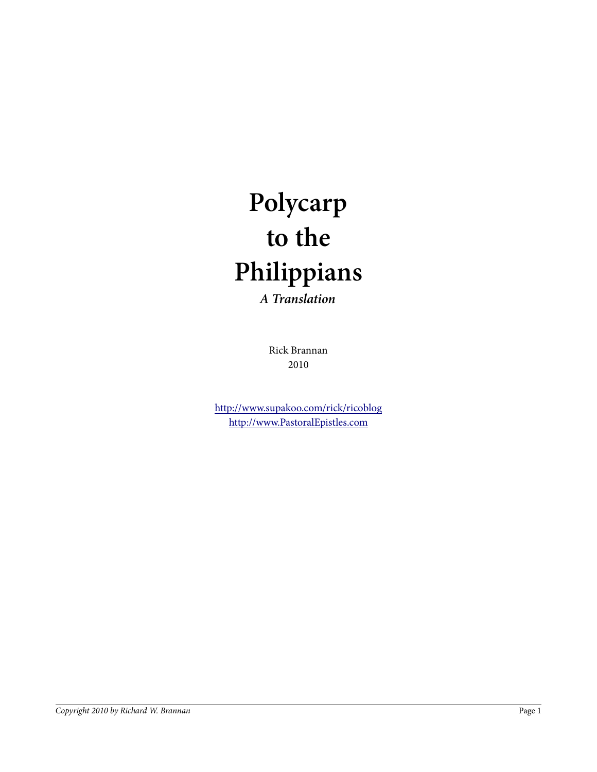# Polycarp to the Philippians

***A Translation***

Rick Brannan
2010

http://www.supakoo.com/rick/ricoblog
http://www.PastoralEpistles.com

*Copyright 2010 by Richard W. Brannan*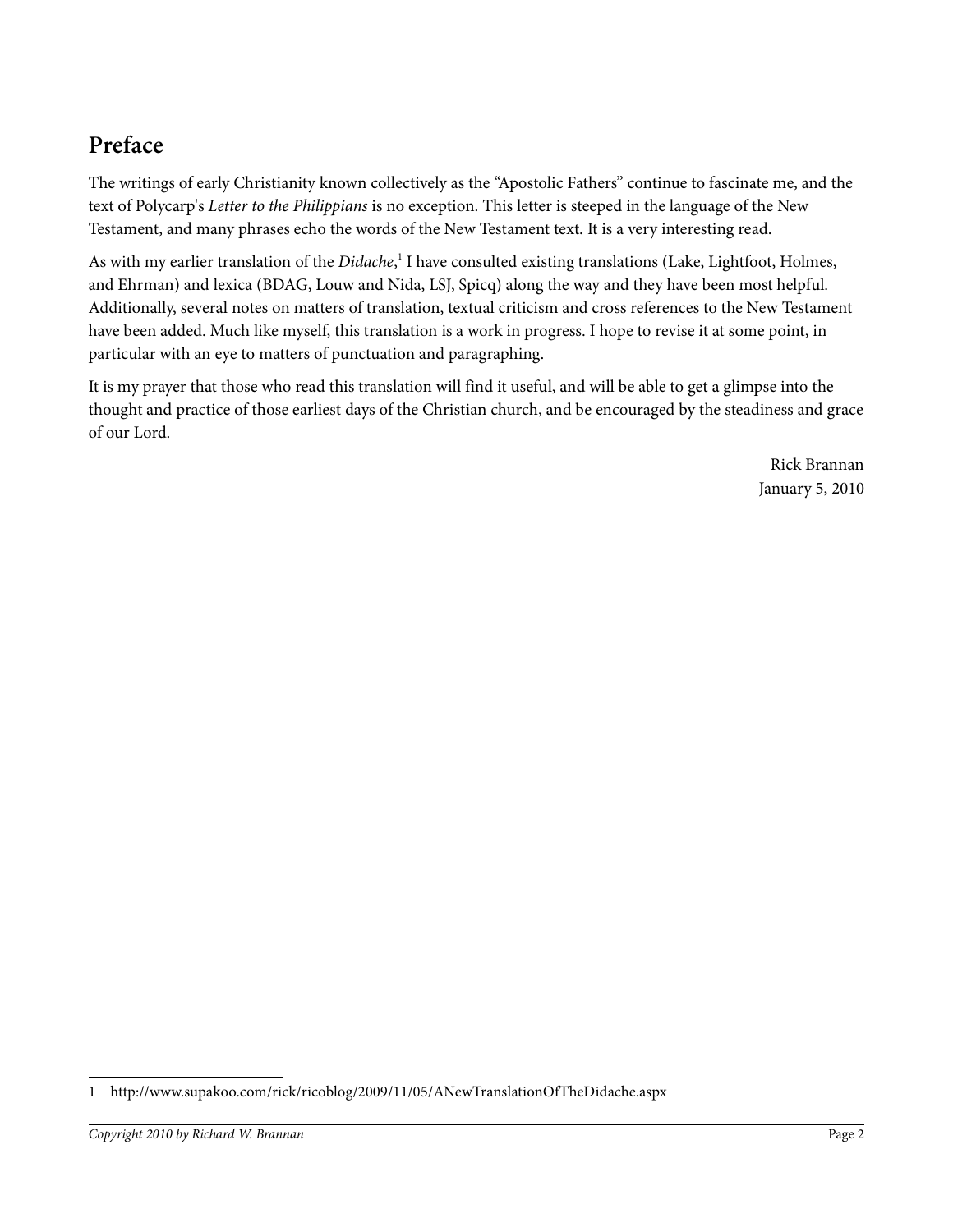## Preface

The writings of early Christianity known collectively as the "Apostolic Fathers" continue to fascinate me, and the text of Polycarp's *Letter to the Philippians* is no exception. This letter is steeped in the language of the New Testament, and many phrases echo the words of the New Testament text. It is a very interesting read.

As with my earlier translation of the *Didache*,[1] I have consulted existing translations (Lake, Lightfoot, Holmes, and Ehrman) and lexica (BDAG, Louw and Nida, LSJ, Spicq) along the way and they have been most helpful. Additionally, several notes on matters of translation, textual criticism and cross references to the New Testament have been added. Much like myself, this translation is a work in progress. I hope to revise it at some point, in particular with an eye to matters of punctuation and paragraphing.

It is my prayer that those who read this translation will find it useful, and will be able to get a glimpse into the thought and practice of those earliest days of the Christian church, and be encouraged by the steadiness and grace of our Lord.

Rick Brannan
January 5, 2010

---

1 http://www.supakoo.com/rick/ricoblog/2009/11/05/ANewTranslationOfTheDidache.aspx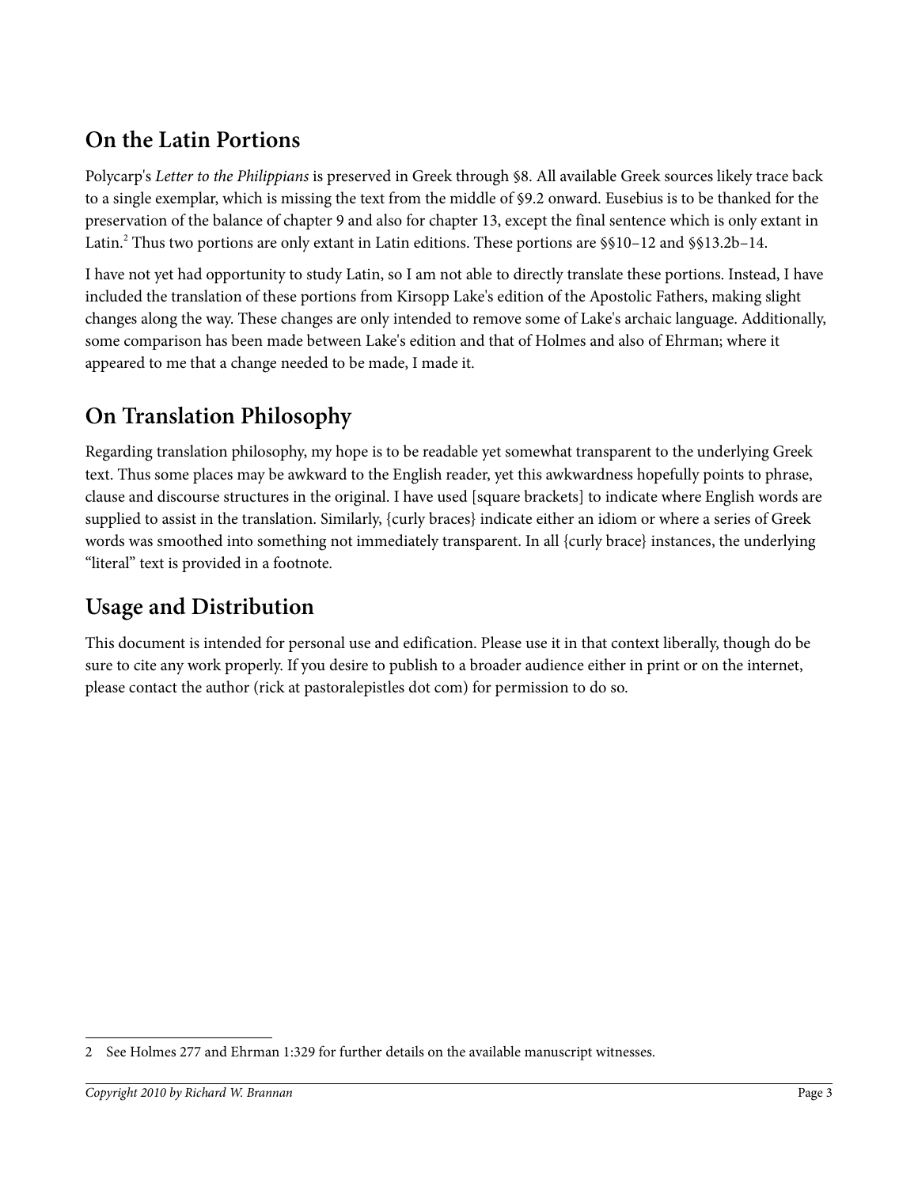## On the Latin Portions

Polycarp's *Letter to the Philippians* is preserved in Greek through §8. All available Greek sources likely trace back to a single exemplar, which is missing the text from the middle of §9.2 onward. Eusebius is to be thanked for the preservation of the balance of chapter 9 and also for chapter 13, except the final sentence which is only extant in Latin.[2] Thus two portions are only extant in Latin editions. These portions are §§10–12 and §§13.2b–14.

I have not yet had opportunity to study Latin, so I am not able to directly translate these portions. Instead, I have included the translation of these portions from Kirsopp Lake's edition of the Apostolic Fathers, making slight changes along the way. These changes are only intended to remove some of Lake's archaic language. Additionally, some comparison has been made between Lake's edition and that of Holmes and also of Ehrman; where it appeared to me that a change needed to be made, I made it.

## On Translation Philosophy

Regarding translation philosophy, my hope is to be readable yet somewhat transparent to the underlying Greek text. Thus some places may be awkward to the English reader, yet this awkwardness hopefully points to phrase, clause and discourse structures in the original. I have used [square brackets] to indicate where English words are supplied to assist in the translation. Similarly, {curly braces} indicate either an idiom or where a series of Greek words was smoothed into something not immediately transparent. In all {curly brace} instances, the underlying "literal" text is provided in a footnote.

## Usage and Distribution

This document is intended for personal use and edification. Please use it in that context liberally, though do be sure to cite any work properly. If you desire to publish to a broader audience either in print or on the internet, please contact the author (rick at pastoralepistles dot com) for permission to do so.

---

2 See Holmes 277 and Ehrman 1:329 for further details on the available manuscript witnesses.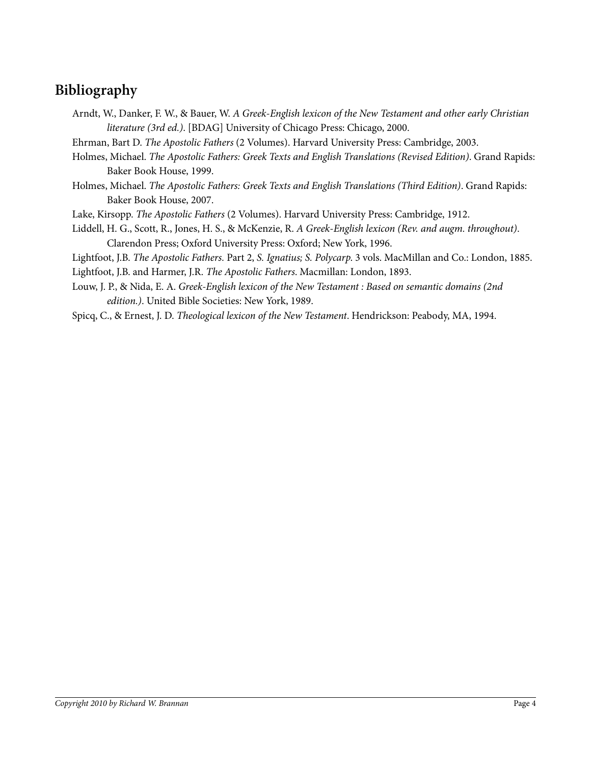## Bibliography

Arndt, W., Danker, F. W., & Bauer, W. *A Greek-English lexicon of the New Testament and other early Christian literature (3rd ed.)*. [BDAG] University of Chicago Press: Chicago, 2000.

Ehrman, Bart D. *The Apostolic Fathers* (2 Volumes). Harvard University Press: Cambridge, 2003.

Holmes, Michael. *The Apostolic Fathers: Greek Texts and English Translations (Revised Edition)*. Grand Rapids: Baker Book House, 1999.

Holmes, Michael. *The Apostolic Fathers: Greek Texts and English Translations (Third Edition)*. Grand Rapids: Baker Book House, 2007.

Lake, Kirsopp. *The Apostolic Fathers* (2 Volumes). Harvard University Press: Cambridge, 1912.

Liddell, H. G., Scott, R., Jones, H. S., & McKenzie, R. *A Greek-English lexicon (Rev. and augm. throughout)*. Clarendon Press; Oxford University Press: Oxford; New York, 1996.

Lightfoot, J.B. *The Apostolic Fathers.* Part 2, *S. Ignatius; S. Polycarp*. 3 vols. MacMillan and Co.: London, 1885.

Lightfoot, J.B. and Harmer, J.R. *The Apostolic Fathers*. Macmillan: London, 1893.

Louw, J. P., & Nida, E. A. *Greek-English lexicon of the New Testament : Based on semantic domains (2nd edition.)*. United Bible Societies: New York, 1989.

Spicq, C., & Ernest, J. D. *Theological lexicon of the New Testament*. Hendrickson: Peabody, MA, 1994.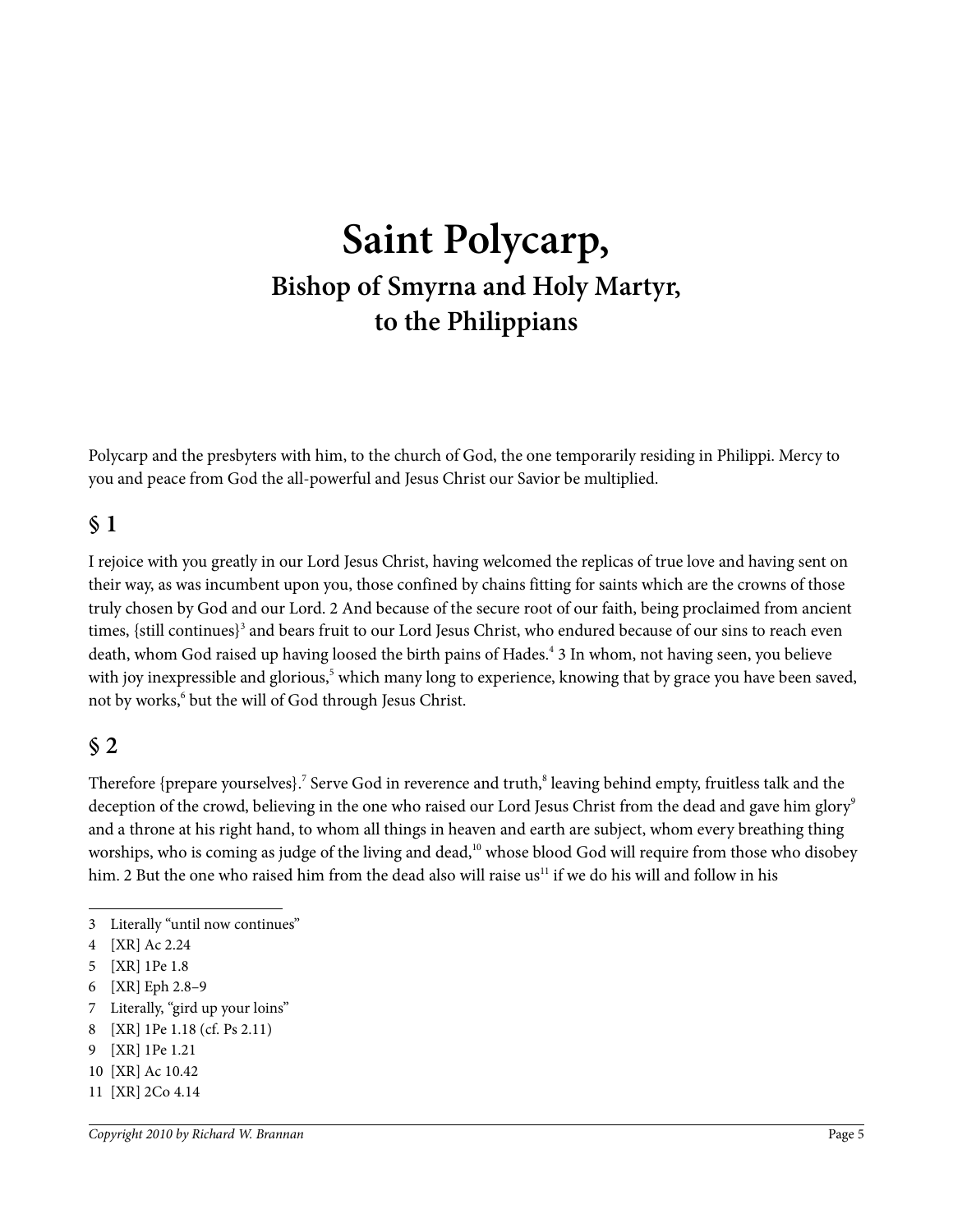# Saint Polycarp,

## Bishop of Smyrna and Holy Martyr, to the Philippians

Polycarp and the presbyters with him, to the church of God, the one temporarily residing in Philippi. Mercy to you and peace from God the all-powerful and Jesus Christ our Savior be multiplied.

## § 1

I rejoice with you greatly in our Lord Jesus Christ, having welcomed the replicas of true love and having sent on their way, as was incumbent upon you, those confined by chains fitting for saints which are the crowns of those truly chosen by God and our Lord. 2 And because of the secure root of our faith, being proclaimed from ancient times, {still continues}[3] and bears fruit to our Lord Jesus Christ, who endured because of our sins to reach even death, whom God raised up having loosed the birth pains of Hades.[4] 3 In whom, not having seen, you believe with joy inexpressible and glorious,[5] which many long to experience, knowing that by grace you have been saved, not by works,[6] but the will of God through Jesus Christ.

## § 2

Therefore {prepare yourselves}.[7] Serve God in reverence and truth,[8] leaving behind empty, fruitless talk and the deception of the crowd, believing in the one who raised our Lord Jesus Christ from the dead and gave him glory[9] and a throne at his right hand, to whom all things in heaven and earth are subject, whom every breathing thing worships, who is coming as judge of the living and dead,[10] whose blood God will require from those who disobey him. 2 But the one who raised him from the dead also will raise us[11] if we do his will and follow in his

---

3 Literally "until now continues"

4 [XR] Ac 2.24

5 [XR] 1Pe 1.8

6 [XR] Eph 2.8–9

7 Literally, "gird up your loins"

8 [XR] 1Pe 1.18 (cf. Ps 2.11)

9 [XR] 1Pe 1.21

10 [XR] Ac 10.42

11 [XR] 2Co 4.14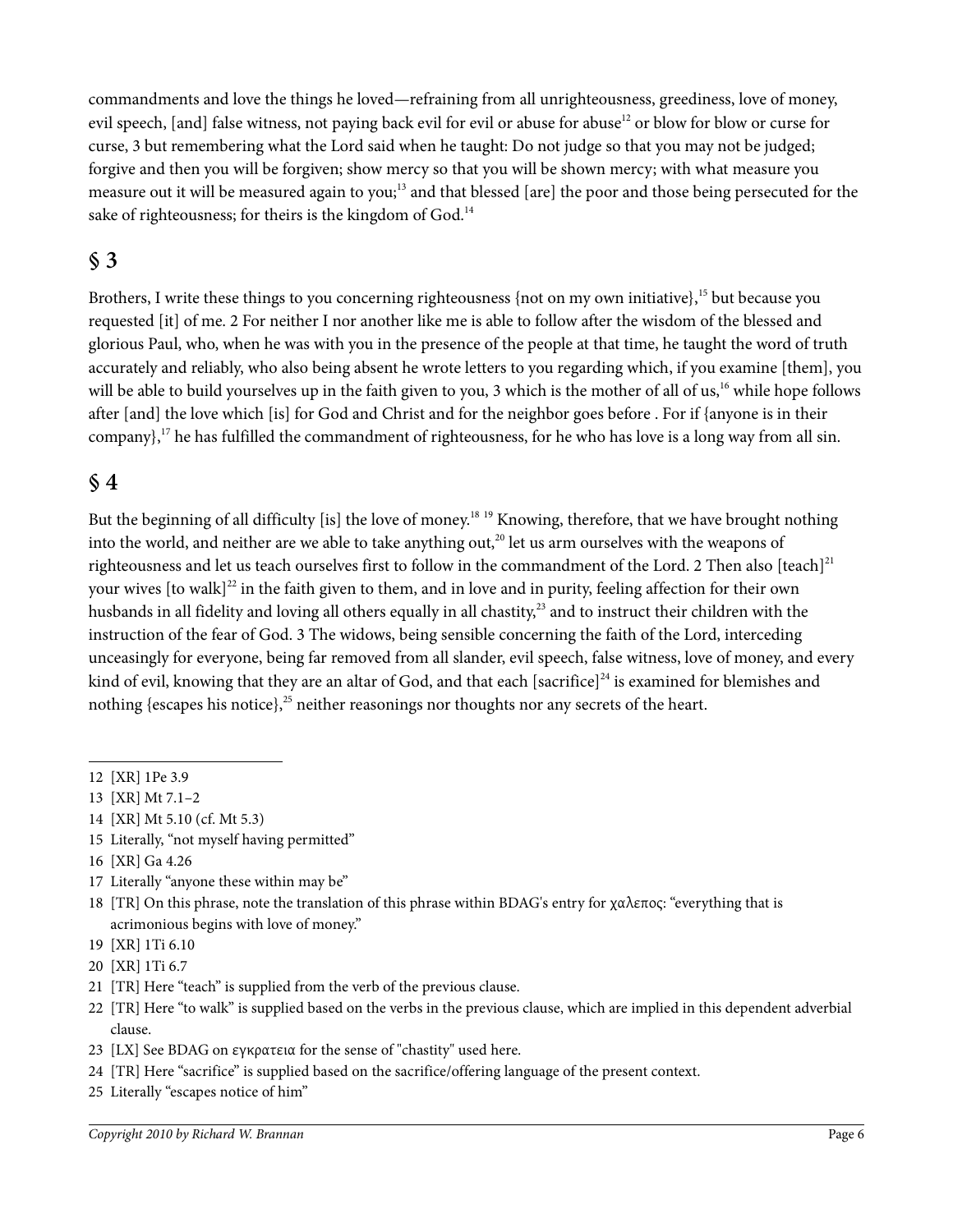commandments and love the things he loved—refraining from all unrighteousness, greediness, love of money, evil speech, [and] false witness, not paying back evil for evil or abuse for abuse[12] or blow for blow or curse for curse, 3 but remembering what the Lord said when he taught: Do not judge so that you may not be judged; forgive and then you will be forgiven; show mercy so that you will be shown mercy; with what measure you measure out it will be measured again to you;[13] and that blessed [are] the poor and those being persecuted for the sake of righteousness; for theirs is the kingdom of God.[14]

## § 3

Brothers, I write these things to you concerning righteousness {not on my own initiative},[15] but because you requested [it] of me. 2 For neither I nor another like me is able to follow after the wisdom of the blessed and glorious Paul, who, when he was with you in the presence of the people at that time, he taught the word of truth accurately and reliably, who also being absent he wrote letters to you regarding which, if you examine [them], you will be able to build yourselves up in the faith given to you, 3 which is the mother of all of us,[16] while hope follows after [and] the love which [is] for God and Christ and for the neighbor goes before . For if {anyone is in their company},[17] he has fulfilled the commandment of righteousness, for he who has love is a long way from all sin.

## § 4

But the beginning of all difficulty [is] the love of money.[18] [19] Knowing, therefore, that we have brought nothing into the world, and neither are we able to take anything out,[20] let us arm ourselves with the weapons of righteousness and let us teach ourselves first to follow in the commandment of the Lord. 2 Then also [teach][21] your wives [to walk][22] in the faith given to them, and in love and in purity, feeling affection for their own husbands in all fidelity and loving all others equally in all chastity,[23] and to instruct their children with the instruction of the fear of God. 3 The widows, being sensible concerning the faith of the Lord, interceding unceasingly for everyone, being far removed from all slander, evil speech, false witness, love of money, and every kind of evil, knowing that they are an altar of God, and that each [sacrifice][24] is examined for blemishes and nothing {escapes his notice},[25] neither reasonings nor thoughts nor any secrets of the heart.

---

12 [XR] 1Pe 3.9

13 [XR] Mt 7.1–2

14 [XR] Mt 5.10 (cf. Mt 5.3)

15 Literally, "not myself having permitted"

16 [XR] Ga 4.26

17 Literally "anyone these within may be"

18 [TR] On this phrase, note the translation of this phrase within BDAG's entry for χαλεπος: "everything that is acrimonious begins with love of money."

19 [XR] 1Ti 6.10

20 [XR] 1Ti 6.7

21 [TR] Here "teach" is supplied from the verb of the previous clause.

22 [TR] Here "to walk" is supplied based on the verbs in the previous clause, which are implied in this dependent adverbial clause.

23 [LX] See BDAG on εγκρατεια for the sense of "chastity" used here.

24 [TR] Here "sacrifice" is supplied based on the sacrifice/offering language of the present context.

25 Literally "escapes notice of him"

*Copyright 2010 by Richard W. Brannan*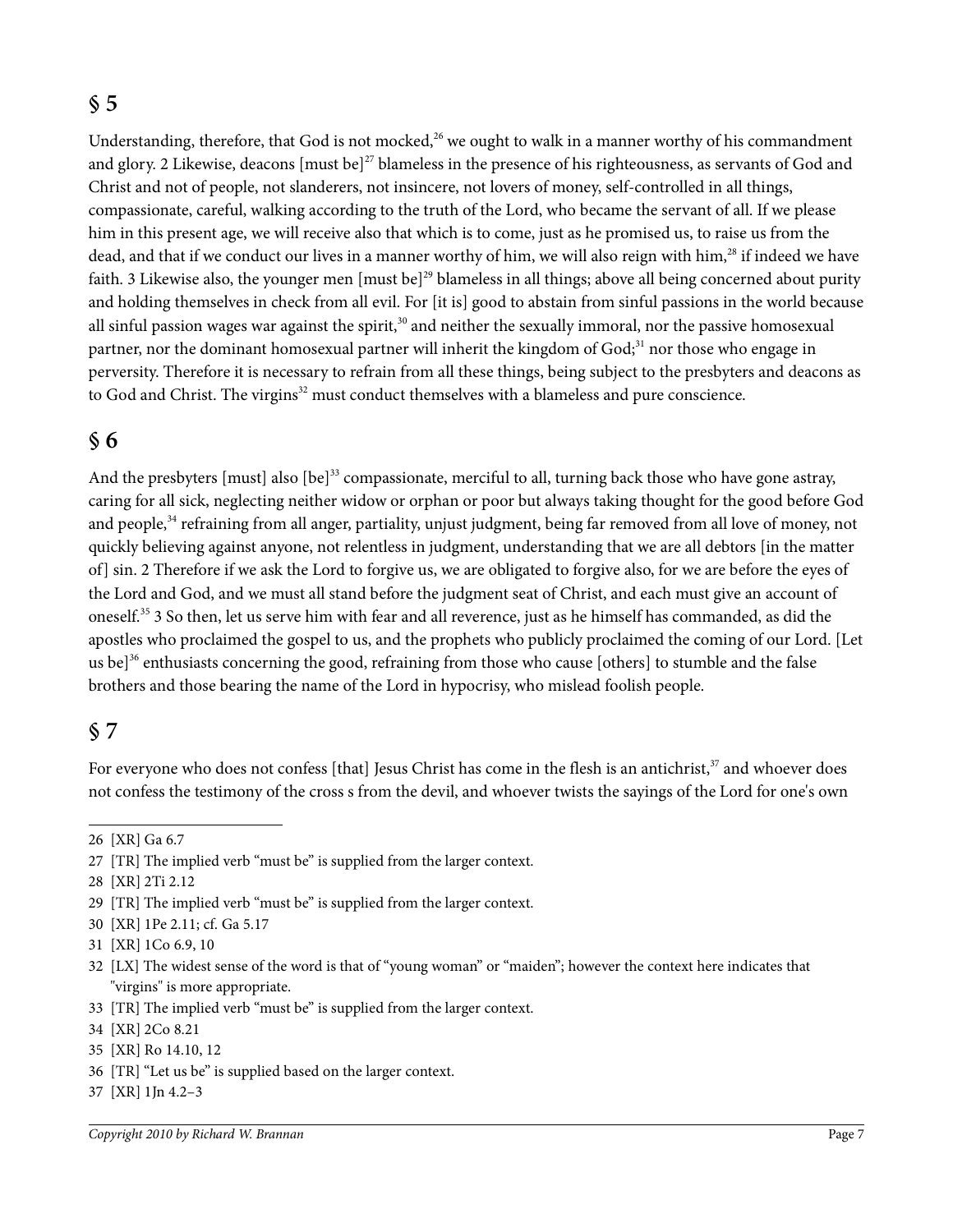## § 5

Understanding, therefore, that God is not mocked,[26] we ought to walk in a manner worthy of his commandment and glory. 2 Likewise, deacons [must be][27] blameless in the presence of his righteousness, as servants of God and Christ and not of people, not slanderers, not insincere, not lovers of money, self-controlled in all things, compassionate, careful, walking according to the truth of the Lord, who became the servant of all. If we please him in this present age, we will receive also that which is to come, just as he promised us, to raise us from the dead, and that if we conduct our lives in a manner worthy of him, we will also reign with him,[28] if indeed we have faith. 3 Likewise also, the younger men [must be][29] blameless in all things; above all being concerned about purity and holding themselves in check from all evil. For [it is] good to abstain from sinful passions in the world because all sinful passion wages war against the spirit,[30] and neither the sexually immoral, nor the passive homosexual partner, nor the dominant homosexual partner will inherit the kingdom of God;[31] nor those who engage in perversity. Therefore it is necessary to refrain from all these things, being subject to the presbyters and deacons as to God and Christ. The virgins[32] must conduct themselves with a blameless and pure conscience.

## § 6

And the presbyters [must] also [be][33] compassionate, merciful to all, turning back those who have gone astray, caring for all sick, neglecting neither widow or orphan or poor but always taking thought for the good before God and people,[34] refraining from all anger, partiality, unjust judgment, being far removed from all love of money, not quickly believing against anyone, not relentless in judgment, understanding that we are all debtors [in the matter of] sin. 2 Therefore if we ask the Lord to forgive us, we are obligated to forgive also, for we are before the eyes of the Lord and God, and we must all stand before the judgment seat of Christ, and each must give an account of oneself.[35] 3 So then, let us serve him with fear and all reverence, just as he himself has commanded, as did the apostles who proclaimed the gospel to us, and the prophets who publicly proclaimed the coming of our Lord. [Let us be][36] enthusiasts concerning the good, refraining from those who cause [others] to stumble and the false brothers and those bearing the name of the Lord in hypocrisy, who mislead foolish people.

## § 7

For everyone who does not confess [that] Jesus Christ has come in the flesh is an antichrist,[37] and whoever does not confess the testimony of the cross s from the devil, and whoever twists the sayings of the Lord for one's own

---

26 [XR] Ga 6.7

27 [TR] The implied verb “must be” is supplied from the larger context.

28 [XR] 2Ti 2.12

29 [TR] The implied verb “must be” is supplied from the larger context.

30 [XR] 1Pe 2.11; cf. Ga 5.17

31 [XR] 1Co 6.9, 10

32 [LX] The widest sense of the word is that of “young woman” or “maiden”; however the context here indicates that "virgins" is more appropriate.

33 [TR] The implied verb “must be” is supplied from the larger context.

34 [XR] 2Co 8.21

35 [XR] Ro 14.10, 12

36 [TR] “Let us be” is supplied based on the larger context.

37 [XR] 1Jn 4.2–3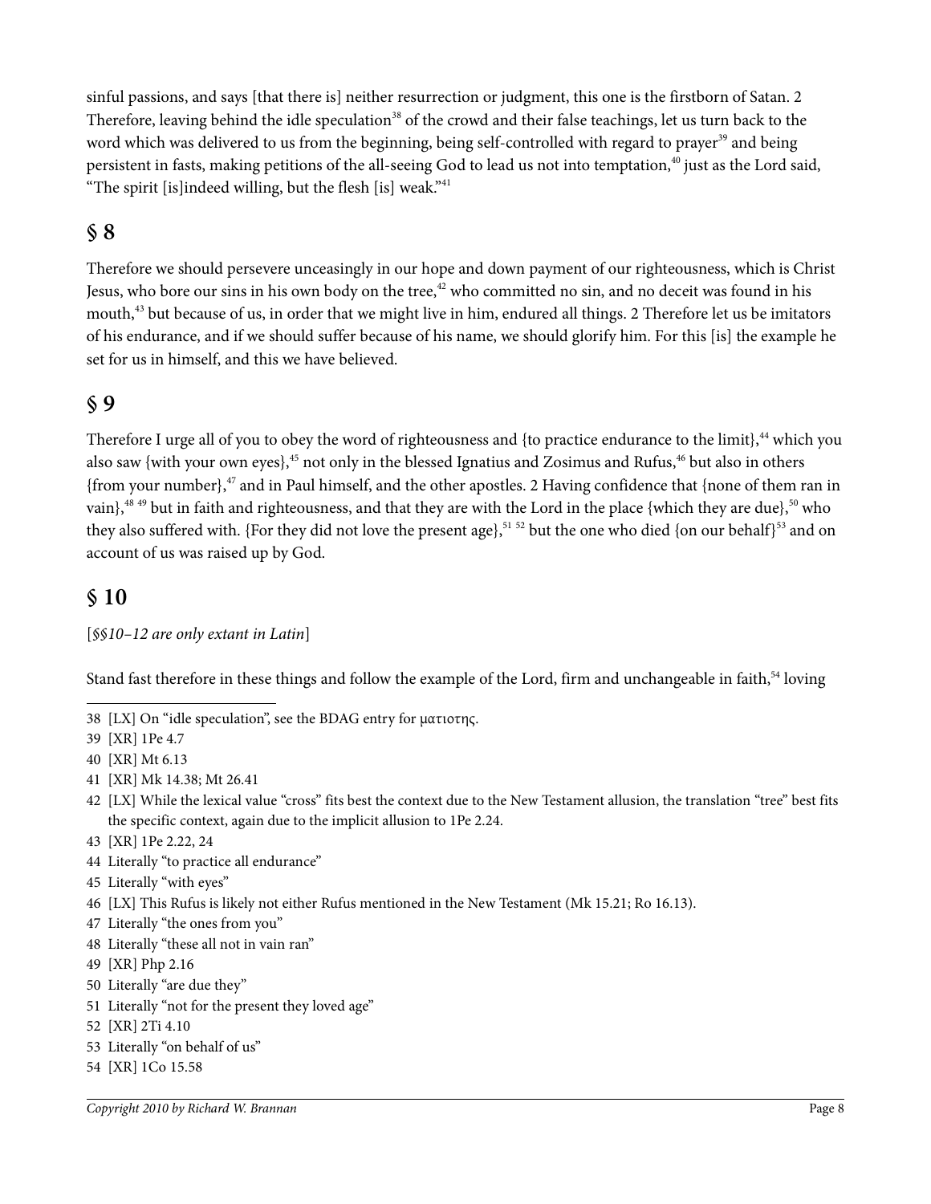sinful passions, and says [that there is] neither resurrection or judgment, this one is the firstborn of Satan. 2 Therefore, leaving behind the idle speculation[38] of the crowd and their false teachings, let us turn back to the word which was delivered to us from the beginning, being self-controlled with regard to prayer[39] and being persistent in fasts, making petitions of the all-seeing God to lead us not into temptation,[40] just as the Lord said, "The spirit [is]indeed willing, but the flesh [is] weak."[41]

## § 8

Therefore we should persevere unceasingly in our hope and down payment of our righteousness, which is Christ Jesus, who bore our sins in his own body on the tree,[42] who committed no sin, and no deceit was found in his mouth,[43] but because of us, in order that we might live in him, endured all things. 2 Therefore let us be imitators of his endurance, and if we should suffer because of his name, we should glorify him. For this [is] the example he set for us in himself, and this we have believed.

## § 9

Therefore I urge all of you to obey the word of righteousness and {to practice endurance to the limit},[44] which you also saw {with your own eyes},[45] not only in the blessed Ignatius and Zosimus and Rufus,[46] but also in others {from your number},[47] and in Paul himself, and the other apostles. 2 Having confidence that {none of them ran in vain},[48] [49] but in faith and righteousness, and that they are with the Lord in the place {which they are due},[50] who they also suffered with. {For they did not love the present age},[51] [52] but the one who died {on our behalf}[53] and on account of us was raised up by God.

## § 10

[*§§10–12 are only extant in Latin*]

Stand fast therefore in these things and follow the example of the Lord, firm and unchangeable in faith,[54] loving

---

38 [LX] On "idle speculation", see the BDAG entry for ματιοτης.

39 [XR] 1Pe 4.7

40 [XR] Mt 6.13

41 [XR] Mk 14.38; Mt 26.41

42 [LX] While the lexical value "cross" fits best the context due to the New Testament allusion, the translation "tree" best fits the specific context, again due to the implicit allusion to 1Pe 2.24.

43 [XR] 1Pe 2.22, 24

44 Literally "to practice all endurance"

45 Literally "with eyes"

46 [LX] This Rufus is likely not either Rufus mentioned in the New Testament (Mk 15.21; Ro 16.13).

47 Literally "the ones from you"

48 Literally "these all not in vain ran"

49 [XR] Php 2.16

50 Literally "are due they"

51 Literally "not for the present they loved age"

52 [XR] 2Ti 4.10

53 Literally "on behalf of us"

54 [XR] 1Co 15.58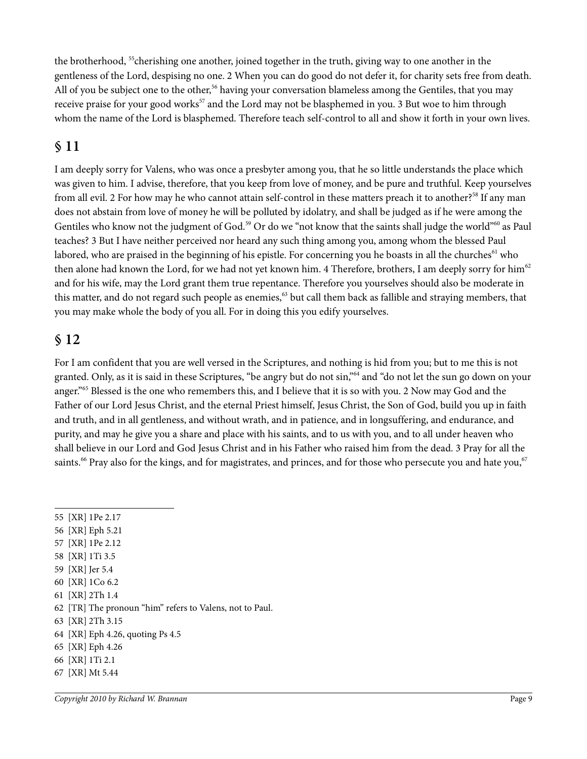the brotherhood, [55]cherishing one another, joined together in the truth, giving way to one another in the gentleness of the Lord, despising no one. 2 When you can do good do not defer it, for charity sets free from death. All of you be subject one to the other,[56] having your conversation blameless among the Gentiles, that you may receive praise for your good works[57] and the Lord may not be blasphemed in you. 3 But woe to him through whom the name of the Lord is blasphemed. Therefore teach self-control to all and show it forth in your own lives.

## § 11

I am deeply sorry for Valens, who was once a presbyter among you, that he so little understands the place which was given to him. I advise, therefore, that you keep from love of money, and be pure and truthful. Keep yourselves from all evil. 2 For how may he who cannot attain self-control in these matters preach it to another?[58] If any man does not abstain from love of money he will be polluted by idolatry, and shall be judged as if he were among the Gentiles who know not the judgment of God.[59] Or do we "not know that the saints shall judge the world"[60] as Paul teaches? 3 But I have neither perceived nor heard any such thing among you, among whom the blessed Paul labored, who are praised in the beginning of his epistle. For concerning you he boasts in all the churches[61] who then alone had known the Lord, for we had not yet known him. 4 Therefore, brothers, I am deeply sorry for him[62] and for his wife, may the Lord grant them true repentance. Therefore you yourselves should also be moderate in this matter, and do not regard such people as enemies,[63] but call them back as fallible and straying members, that you may make whole the body of you all. For in doing this you edify yourselves.

## § 12

For I am confident that you are well versed in the Scriptures, and nothing is hid from you; but to me this is not granted. Only, as it is said in these Scriptures, "be angry but do not sin,"[64] and "do not let the sun go down on your anger."[65] Blessed is the one who remembers this, and I believe that it is so with you. 2 Now may God and the Father of our Lord Jesus Christ, and the eternal Priest himself, Jesus Christ, the Son of God, build you up in faith and truth, and in all gentleness, and without wrath, and in patience, and in longsuffering, and endurance, and purity, and may he give you a share and place with his saints, and to us with you, and to all under heaven who shall believe in our Lord and God Jesus Christ and in his Father who raised him from the dead. 3 Pray for all the saints.[66] Pray also for the kings, and for magistrates, and princes, and for those who persecute you and hate you,[67]

---

55 [XR] 1Pe 2.17
56 [XR] Eph 5.21
57 [XR] 1Pe 2.12
58 [XR] 1Ti 3.5
59 [XR] Jer 5.4
60 [XR] 1Co 6.2
61 [XR] 2Th 1.4
62 [TR] The pronoun "him" refers to Valens, not to Paul.
63 [XR] 2Th 3.15
64 [XR] Eph 4.26, quoting Ps 4.5
65 [XR] Eph 4.26
66 [XR] 1Ti 2.1
67 [XR] Mt 5.44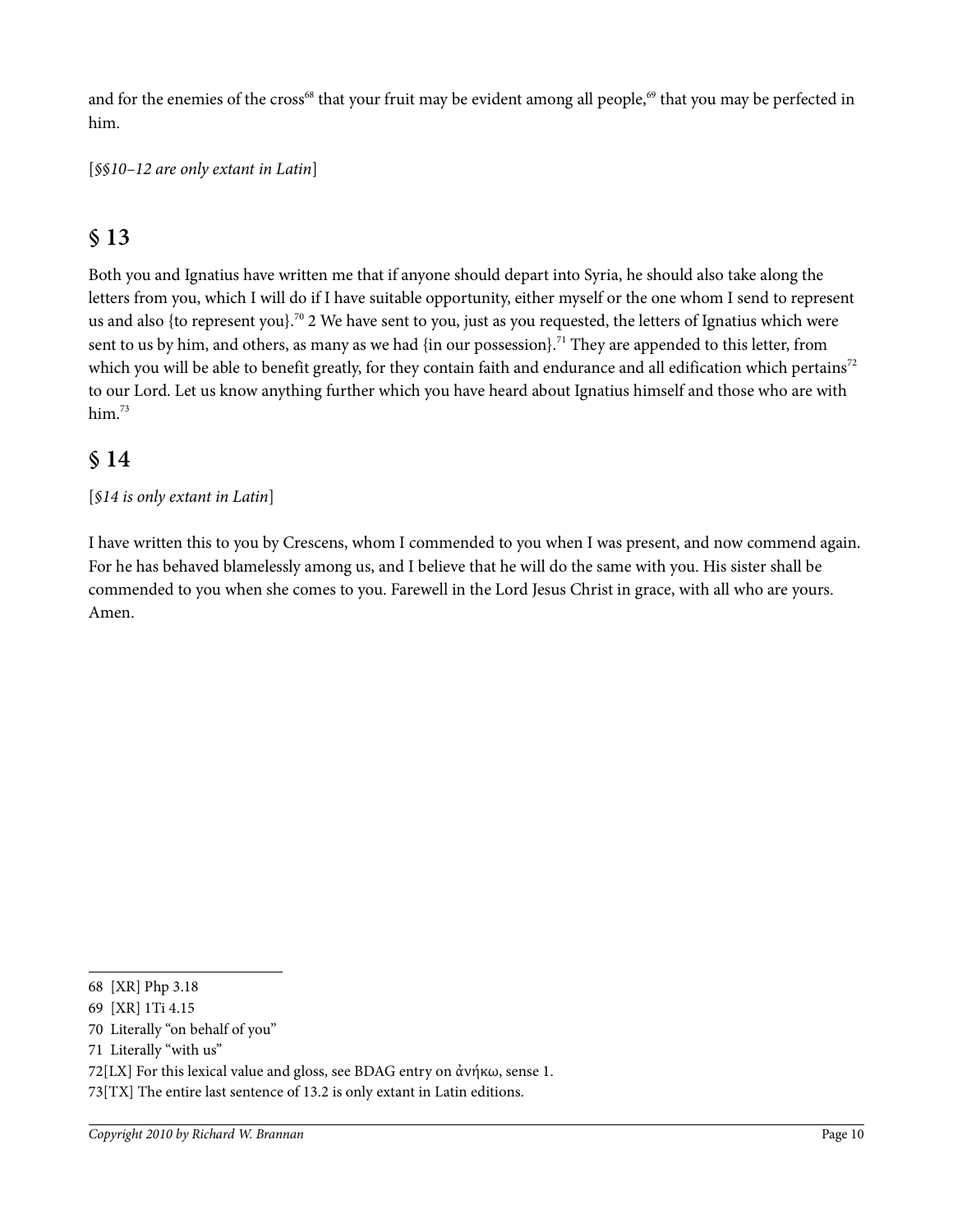and for the enemies of the cross[68] that your fruit may be evident among all people,[69] that you may be perfected in him.

[*§§10–12 are only extant in Latin*]

## § 13

Both you and Ignatius have written me that if anyone should depart into Syria, he should also take along the letters from you, which I will do if I have suitable opportunity, either myself or the one whom I send to represent us and also {to represent you}.[70] 2 We have sent to you, just as you requested, the letters of Ignatius which were sent to us by him, and others, as many as we had {in our possession}.[71] They are appended to this letter, from which you will be able to benefit greatly, for they contain faith and endurance and all edification which pertains[72] to our Lord. Let us know anything further which you have heard about Ignatius himself and those who are with him.[73]

## § 14

[*§14 is only extant in Latin*]

I have written this to you by Crescens, whom I commended to you when I was present, and now commend again. For he has behaved blamelessly among us, and I believe that he will do the same with you. His sister shall be commended to you when she comes to you. Farewell in the Lord Jesus Christ in grace, with all who are yours. Amen.

---

68 [XR] Php 3.18

69 [XR] 1Ti 4.15

70 Literally "on behalf of you"

71 Literally "with us"

72[LX] For this lexical value and gloss, see BDAG entry on ἀνήκω, sense 1.

73[TX] The entire last sentence of 13.2 is only extant in Latin editions.

*Copyright 2010 by Richard W. Brannan*